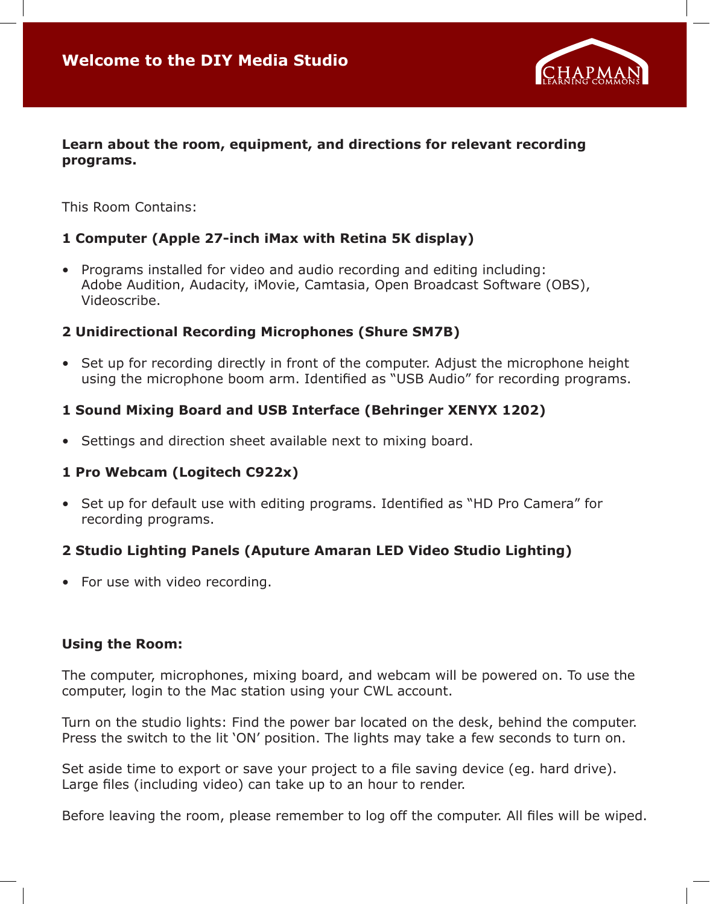# Welcome to the DIY Media Studio

**Learn about the room, equipment, and directions for relevant recording programs.**

This Room Contains:

**1 Computer (Apple 27-inch iMax with Retina 5K display)**

- Programs installed for video and audio recording and editing including: Adobe Audition, Audacity, iMovie, Camtasia, Open Broadcast Software (OBS), Videoscribe.

**2 Unidirectional Recording Microphones (Shure SM7B)**

- Set up for recording directly in front of the computer. Adjust the microphone height using the microphone boom arm. Identified as “USB Audio” for recording programs.

**1 Sound Mixing Board and USB Interface (Behringer XENYX 1202)**

- Settings and direction sheet available next to mixing board.

**1 Pro Webcam (Logitech C922x)**

- Set up for default use with editing programs. Identified as “HD Pro Camera” for recording programs.

**2 Studio Lighting Panels (Aputure Amaran LED Video Studio Lighting)**

- For use with video recording.

**Using the Room:**

The computer, microphones, mixing board, and webcam will be powered on. To use the computer, login to the Mac station using your CWL account.

Turn on the studio lights: Find the power bar located on the desk, behind the computer. Press the switch to the lit ‘ON’ position. The lights may take a few seconds to turn on.

Set aside time to export or save your project to a file saving device (eg. hard drive). Large files (including video) can take up to an hour to render.

Before leaving the room, please remember to log off the computer. All files will be wiped.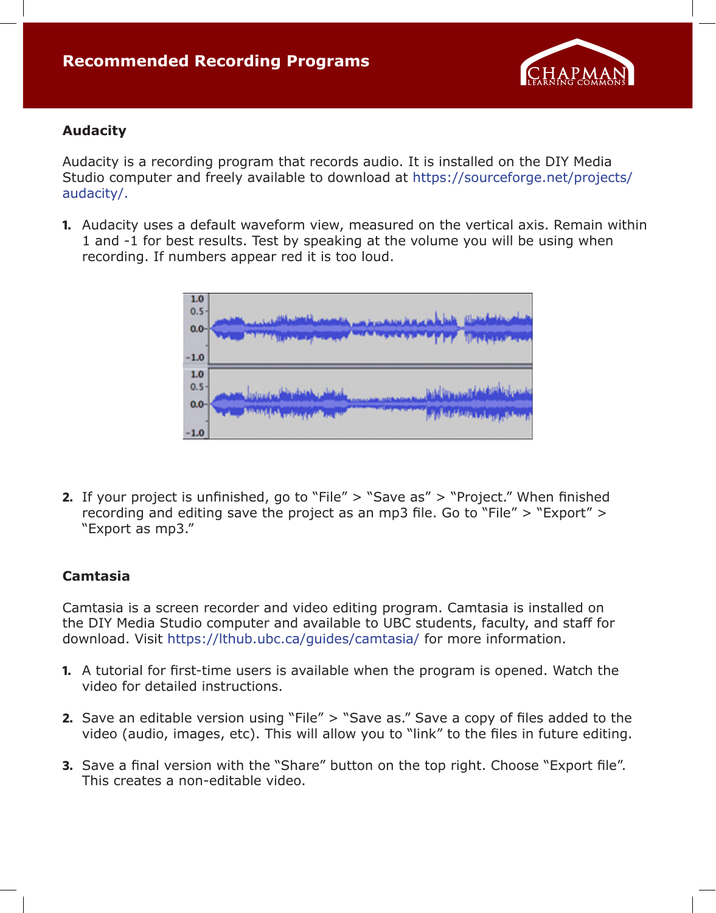# Recommended Recording Programs

## Audacity

Audacity is a recording program that records audio. It is installed on the DIY Media Studio computer and freely available to download at https://sourceforge.net/projects/audacity/.

1. Audacity uses a default waveform view, measured on the vertical axis. Remain within 1 and -1 for best results. Test by speaking at the volume you will be using when recording. If numbers appear red it is too loud.

2. If your project is unfinished, go to "File" > "Save as" > "Project." When finished recording and editing save the project as an mp3 file. Go to "File" > "Export" > "Export as mp3."

## Camtasia

Camtasia is a screen recorder and video editing program. Camtasia is installed on the DIY Media Studio computer and available to UBC students, faculty, and staff for download. Visit https://lthub.ubc.ca/guides/camtasia/ for more information.

1. A tutorial for first-time users is available when the program is opened. Watch the video for detailed instructions.

2. Save an editable version using "File" > "Save as." Save a copy of files added to the video (audio, images, etc). This will allow you to "link" to the files in future editing.

3. Save a final version with the "Share" button on the top right. Choose "Export file". This creates a non-editable video.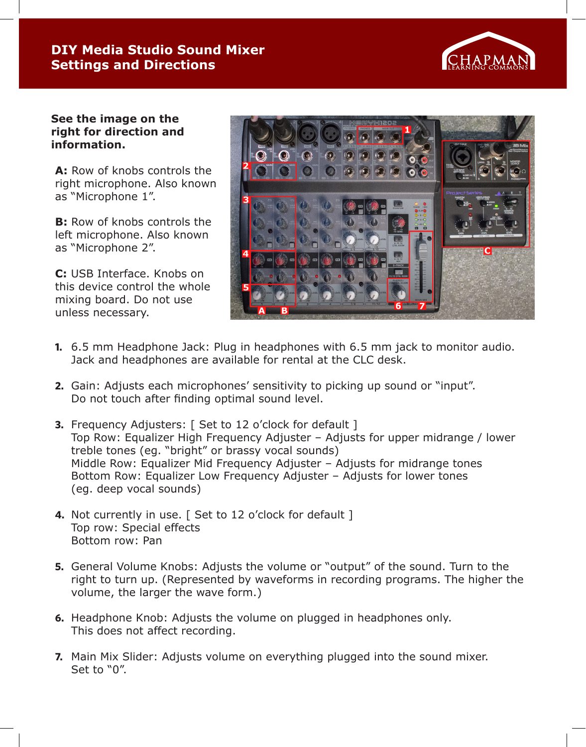# DIY Media Studio Sound Mixer Settings and Directions

**See the image on the right for direction and information.**

**A:** Row of knobs controls the right microphone. Also known as “Microphone 1”.

**B:** Row of knobs controls the left microphone. Also known as “Microphone 2”.

**C:** USB Interface. Knobs on this device control the whole mixing board. Do not use unless necessary.

1. 6.5 mm Headphone Jack: Plug in headphones with 6.5 mm jack to monitor audio. Jack and headphones are available for rental at the CLC desk.
2. Gain: Adjusts each microphones’ sensitivity to picking up sound or “input”. Do not touch after finding optimal sound level.
3. Frequency Adjusters: [ Set to 12 o’clock for default ]
   Top Row: Equalizer High Frequency Adjuster – Adjusts for upper midrange / lower treble tones (eg. “bright” or brassy vocal sounds)
   Middle Row: Equalizer Mid Frequency Adjuster – Adjusts for midrange tones
   Bottom Row: Equalizer Low Frequency Adjuster – Adjusts for lower tones (eg. deep vocal sounds)
4. Not currently in use. [ Set to 12 o’clock for default ]
   Top row: Special effects
   Bottom row: Pan
5. General Volume Knobs: Adjusts the volume or “output” of the sound. Turn to the right to turn up. (Represented by waveforms in recording programs. The higher the volume, the larger the wave form.)
6. Headphone Knob: Adjusts the volume on plugged in headphones only. This does not affect recording.
7. Main Mix Slider: Adjusts volume on everything plugged into the sound mixer. Set to “0”.